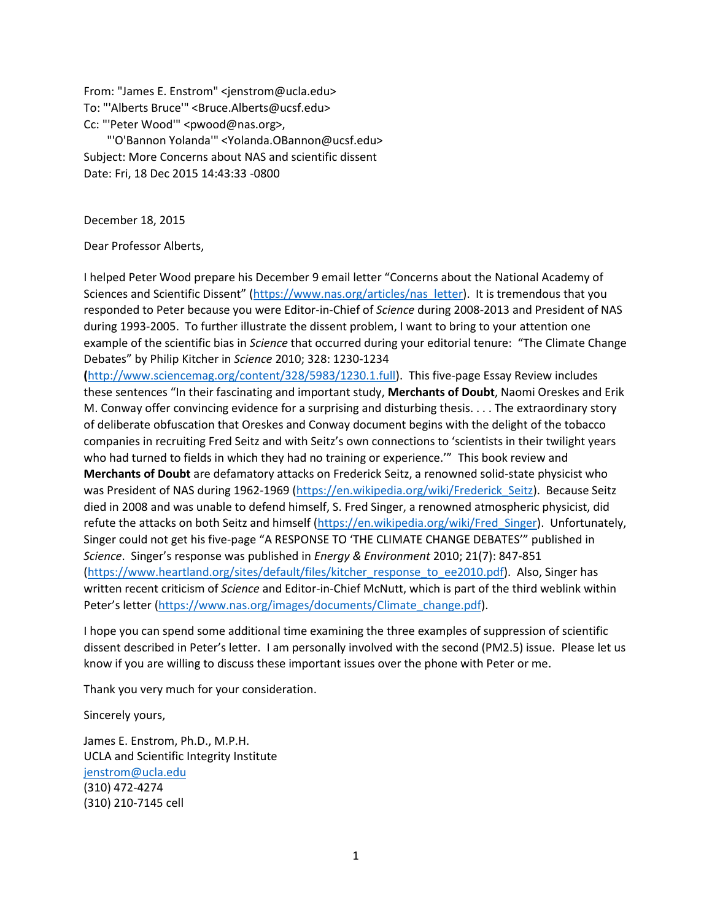From: "James E. Enstrom" <jenstrom@ucla.edu>
To: "'Alberts Bruce'" <Bruce.Alberts@ucsf.edu>
Cc: "'Peter Wood'" <pwood@nas.org>,
"'O'Bannon Yolanda'" <Yolanda.OBannon@ucsf.edu>
Subject: More Concerns about NAS and scientific dissent
Date: Fri, 18 Dec 2015 14:43:33 -0800

December 18, 2015

Dear Professor Alberts,

I helped Peter Wood prepare his December 9 email letter "Concerns about the National Academy of Sciences and Scientific Dissent" (https://www.nas.org/articles/nas_letter). It is tremendous that you responded to Peter because you were Editor-in-Chief of *Science* during 2008-2013 and President of NAS during 1993-2005. To further illustrate the dissent problem, I want to bring to your attention one example of the scientific bias in *Science* that occurred during your editorial tenure: "The Climate Change Debates" by Philip Kitcher in *Science* 2010; 328: 1230-1234 (http://www.sciencemag.org/content/328/5983/1230.1.full). This five-page Essay Review includes these sentences "In their fascinating and important study, **Merchants of Doubt**, Naomi Oreskes and Erik M. Conway offer convincing evidence for a surprising and disturbing thesis. . . . The extraordinary story of deliberate obfuscation that Oreskes and Conway document begins with the delight of the tobacco companies in recruiting Fred Seitz and with Seitz's own connections to 'scientists in their twilight years who had turned to fields in which they had no training or experience.'" This book review and **Merchants of Doubt** are defamatory attacks on Frederick Seitz, a renowned solid-state physicist who was President of NAS during 1962-1969 (https://en.wikipedia.org/wiki/Frederick_Seitz). Because Seitz died in 2008 and was unable to defend himself, S. Fred Singer, a renowned atmospheric physicist, did refute the attacks on both Seitz and himself (https://en.wikipedia.org/wiki/Fred_Singer). Unfortunately, Singer could not get his five-page "A RESPONSE TO 'THE CLIMATE CHANGE DEBATES'" published in *Science*. Singer's response was published in *Energy & Environment* 2010; 21(7): 847-851 (https://www.heartland.org/sites/default/files/kitcher_response_to_ee2010.pdf). Also, Singer has written recent criticism of *Science* and Editor-in-Chief McNutt, which is part of the third weblink within Peter's letter (https://www.nas.org/images/documents/Climate_change.pdf).

I hope you can spend some additional time examining the three examples of suppression of scientific dissent described in Peter's letter. I am personally involved with the second (PM2.5) issue. Please let us know if you are willing to discuss these important issues over the phone with Peter or me.

Thank you very much for your consideration.

Sincerely yours,

James E. Enstrom, Ph.D., M.P.H.
UCLA and Scientific Integrity Institute
jenstrom@ucla.edu
(310) 472-4274
(310) 210-7145 cell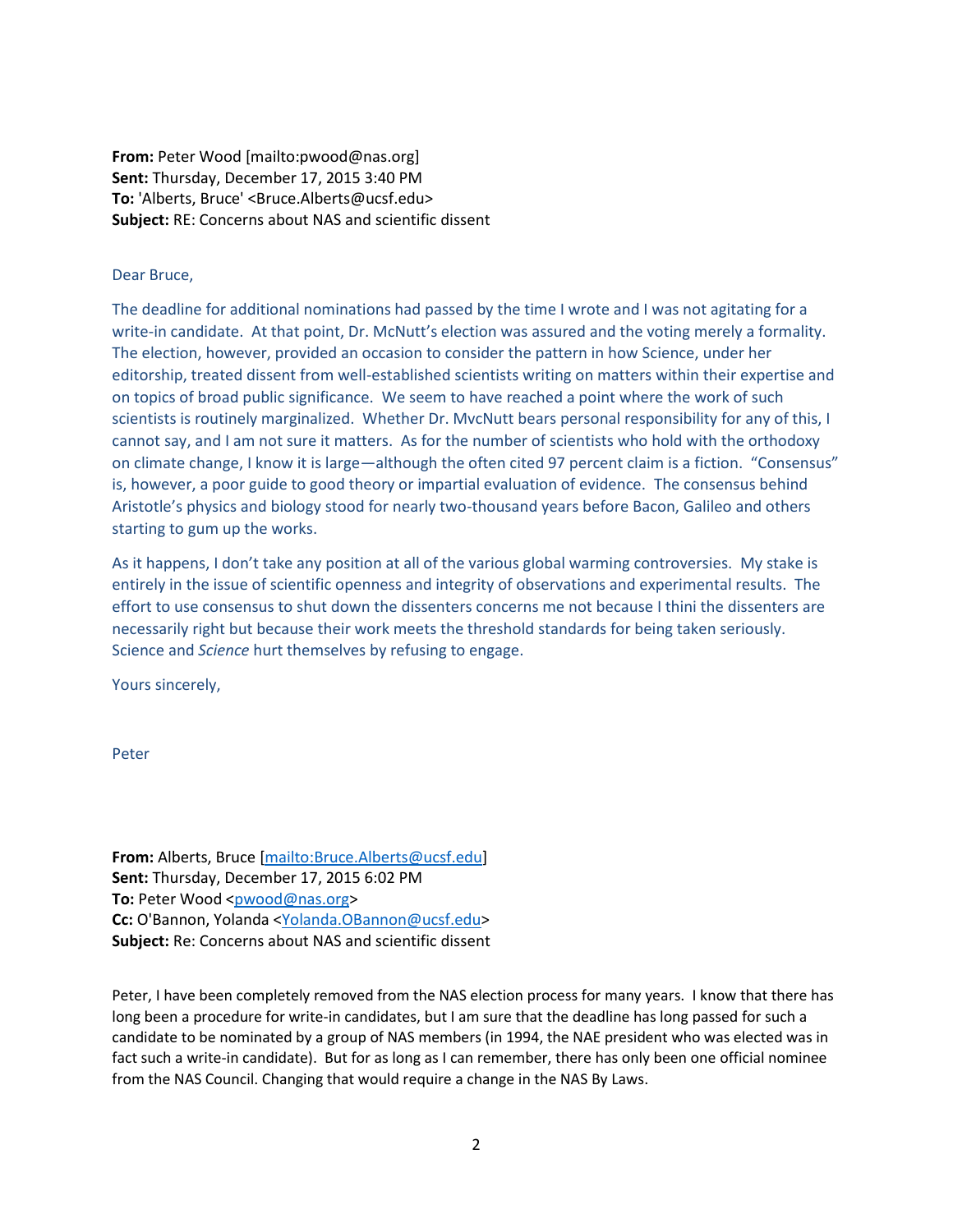**From:** Peter Wood [mailto:pwood@nas.org]
**Sent:** Thursday, December 17, 2015 3:40 PM
**To:** 'Alberts, Bruce' <Bruce.Alberts@ucsf.edu>
**Subject:** RE: Concerns about NAS and scientific dissent

Dear Bruce,

The deadline for additional nominations had passed by the time I wrote and I was not agitating for a write-in candidate. At that point, Dr. McNutt's election was assured and the voting merely a formality. The election, however, provided an occasion to consider the pattern in how Science, under her editorship, treated dissent from well-established scientists writing on matters within their expertise and on topics of broad public significance. We seem to have reached a point where the work of such scientists is routinely marginalized. Whether Dr. MvcNutt bears personal responsibility for any of this, I cannot say, and I am not sure it matters. As for the number of scientists who hold with the orthodoxy on climate change, I know it is large—although the often cited 97 percent claim is a fiction. "Consensus" is, however, a poor guide to good theory or impartial evaluation of evidence. The consensus behind Aristotle's physics and biology stood for nearly two-thousand years before Bacon, Galileo and others starting to gum up the works.

As it happens, I don't take any position at all of the various global warming controversies. My stake is entirely in the issue of scientific openness and integrity of observations and experimental results. The effort to use consensus to shut down the dissenters concerns me not because I thini the dissenters are necessarily right but because their work meets the threshold standards for being taken seriously. Science and *Science* hurt themselves by refusing to engage.

Yours sincerely,

Peter

**From:** Alberts, Bruce [mailto:Bruce.Alberts@ucsf.edu]
**Sent:** Thursday, December 17, 2015 6:02 PM
**To:** Peter Wood <pwood@nas.org>
**Cc:** O'Bannon, Yolanda <Yolanda.OBannon@ucsf.edu>
**Subject:** Re: Concerns about NAS and scientific dissent

Peter, I have been completely removed from the NAS election process for many years. I know that there has long been a procedure for write-in candidates, but I am sure that the deadline has long passed for such a candidate to be nominated by a group of NAS members (in 1994, the NAE president who was elected was in fact such a write-in candidate). But for as long as I can remember, there has only been one official nominee from the NAS Council. Changing that would require a change in the NAS By Laws.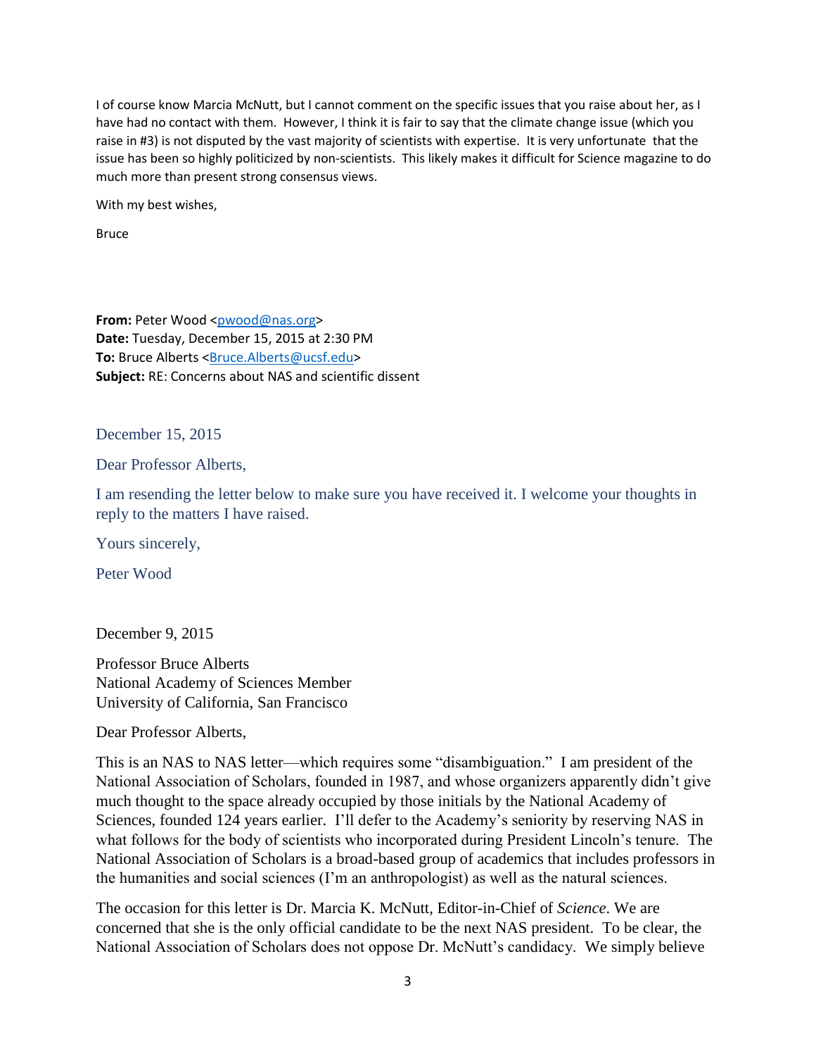I of course know Marcia McNutt, but I cannot comment on the specific issues that you raise about her, as I have had no contact with them. However, I think it is fair to say that the climate change issue (which you raise in #3) is not disputed by the vast majority of scientists with expertise. It is very unfortunate that the issue has been so highly politicized by non-scientists. This likely makes it difficult for Science magazine to do much more than present strong consensus views.

With my best wishes,

Bruce

**From:** Peter Wood <pwood@nas.org>
**Date:** Tuesday, December 15, 2015 at 2:30 PM
**To:** Bruce Alberts <Bruce.Alberts@ucsf.edu>
**Subject:** RE: Concerns about NAS and scientific dissent

December 15, 2015

Dear Professor Alberts,

I am resending the letter below to make sure you have received it. I welcome your thoughts in reply to the matters I have raised.

Yours sincerely,

Peter Wood

December 9, 2015

Professor Bruce Alberts
National Academy of Sciences Member
University of California, San Francisco

Dear Professor Alberts,

This is an NAS to NAS letter—which requires some "disambiguation." I am president of the National Association of Scholars, founded in 1987, and whose organizers apparently didn't give much thought to the space already occupied by those initials by the National Academy of Sciences, founded 124 years earlier. I'll defer to the Academy's seniority by reserving NAS in what follows for the body of scientists who incorporated during President Lincoln's tenure. The National Association of Scholars is a broad-based group of academics that includes professors in the humanities and social sciences (I'm an anthropologist) as well as the natural sciences.

The occasion for this letter is Dr. Marcia K. McNutt, Editor-in-Chief of *Science*. We are concerned that she is the only official candidate to be the next NAS president. To be clear, the National Association of Scholars does not oppose Dr. McNutt's candidacy. We simply believe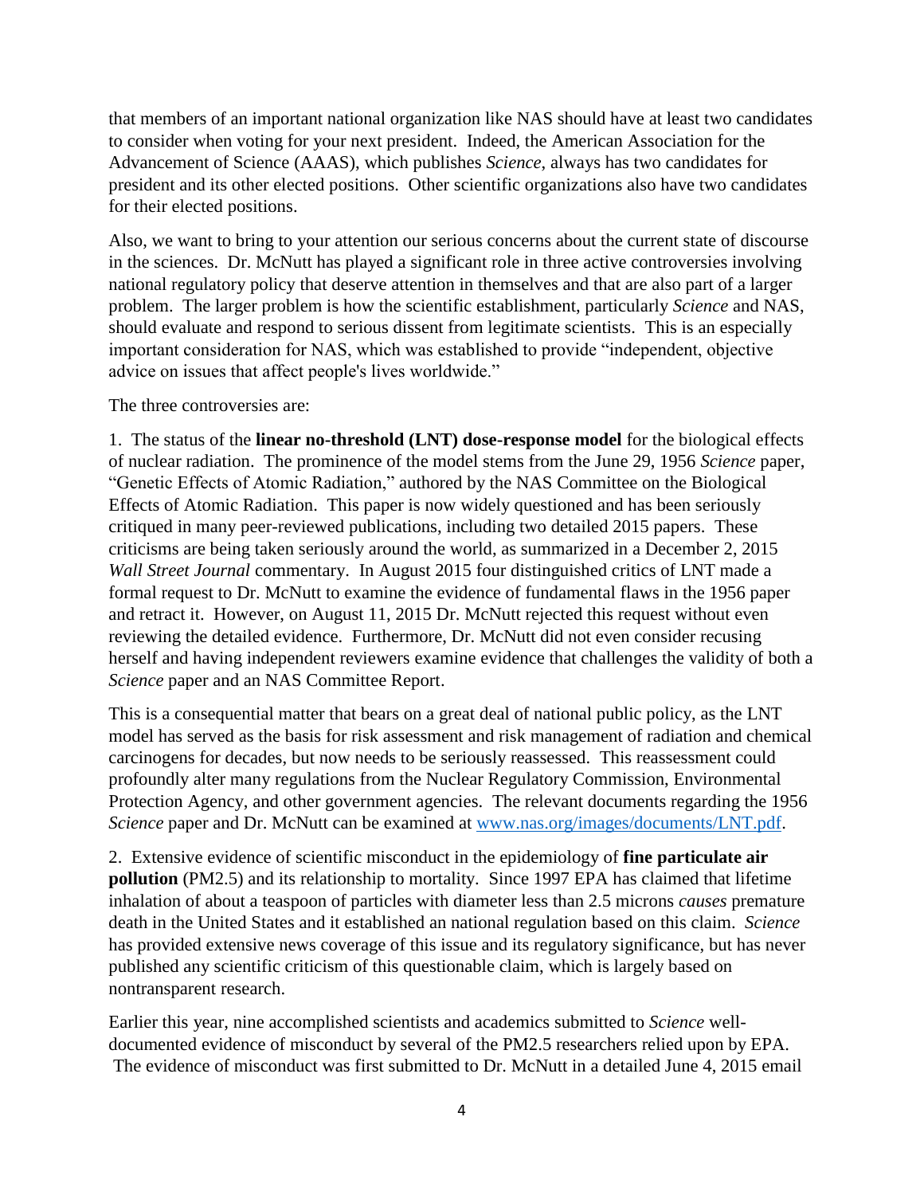that members of an important national organization like NAS should have at least two candidates to consider when voting for your next president. Indeed, the American Association for the Advancement of Science (AAAS), which publishes *Science*, always has two candidates for president and its other elected positions. Other scientific organizations also have two candidates for their elected positions.

Also, we want to bring to your attention our serious concerns about the current state of discourse in the sciences. Dr. McNutt has played a significant role in three active controversies involving national regulatory policy that deserve attention in themselves and that are also part of a larger problem. The larger problem is how the scientific establishment, particularly *Science* and NAS, should evaluate and respond to serious dissent from legitimate scientists. This is an especially important consideration for NAS, which was established to provide "independent, objective advice on issues that affect people's lives worldwide."

The three controversies are:

1. The status of the **linear no-threshold (LNT) dose-response model** for the biological effects of nuclear radiation. The prominence of the model stems from the June 29, 1956 *Science* paper, "Genetic Effects of Atomic Radiation," authored by the NAS Committee on the Biological Effects of Atomic Radiation. This paper is now widely questioned and has been seriously critiqued in many peer-reviewed publications, including two detailed 2015 papers. These criticisms are being taken seriously around the world, as summarized in a December 2, 2015 *Wall Street Journal* commentary. In August 2015 four distinguished critics of LNT made a formal request to Dr. McNutt to examine the evidence of fundamental flaws in the 1956 paper and retract it. However, on August 11, 2015 Dr. McNutt rejected this request without even reviewing the detailed evidence. Furthermore, Dr. McNutt did not even consider recusing herself and having independent reviewers examine evidence that challenges the validity of both a *Science* paper and an NAS Committee Report.

This is a consequential matter that bears on a great deal of national public policy, as the LNT model has served as the basis for risk assessment and risk management of radiation and chemical carcinogens for decades, but now needs to be seriously reassessed. This reassessment could profoundly alter many regulations from the Nuclear Regulatory Commission, Environmental Protection Agency, and other government agencies. The relevant documents regarding the 1956 *Science* paper and Dr. McNutt can be examined at [www.nas.org/images/documents/LNT.pdf](www.nas.org/images/documents/LNT.pdf).

2. Extensive evidence of scientific misconduct in the epidemiology of **fine particulate air pollution** (PM2.5) and its relationship to mortality. Since 1997 EPA has claimed that lifetime inhalation of about a teaspoon of particles with diameter less than 2.5 microns *causes* premature death in the United States and it established an national regulation based on this claim. *Science* has provided extensive news coverage of this issue and its regulatory significance, but has never published any scientific criticism of this questionable claim, which is largely based on nontransparent research.

Earlier this year, nine accomplished scientists and academics submitted to *Science* well-documented evidence of misconduct by several of the PM2.5 researchers relied upon by EPA. The evidence of misconduct was first submitted to Dr. McNutt in a detailed June 4, 2015 email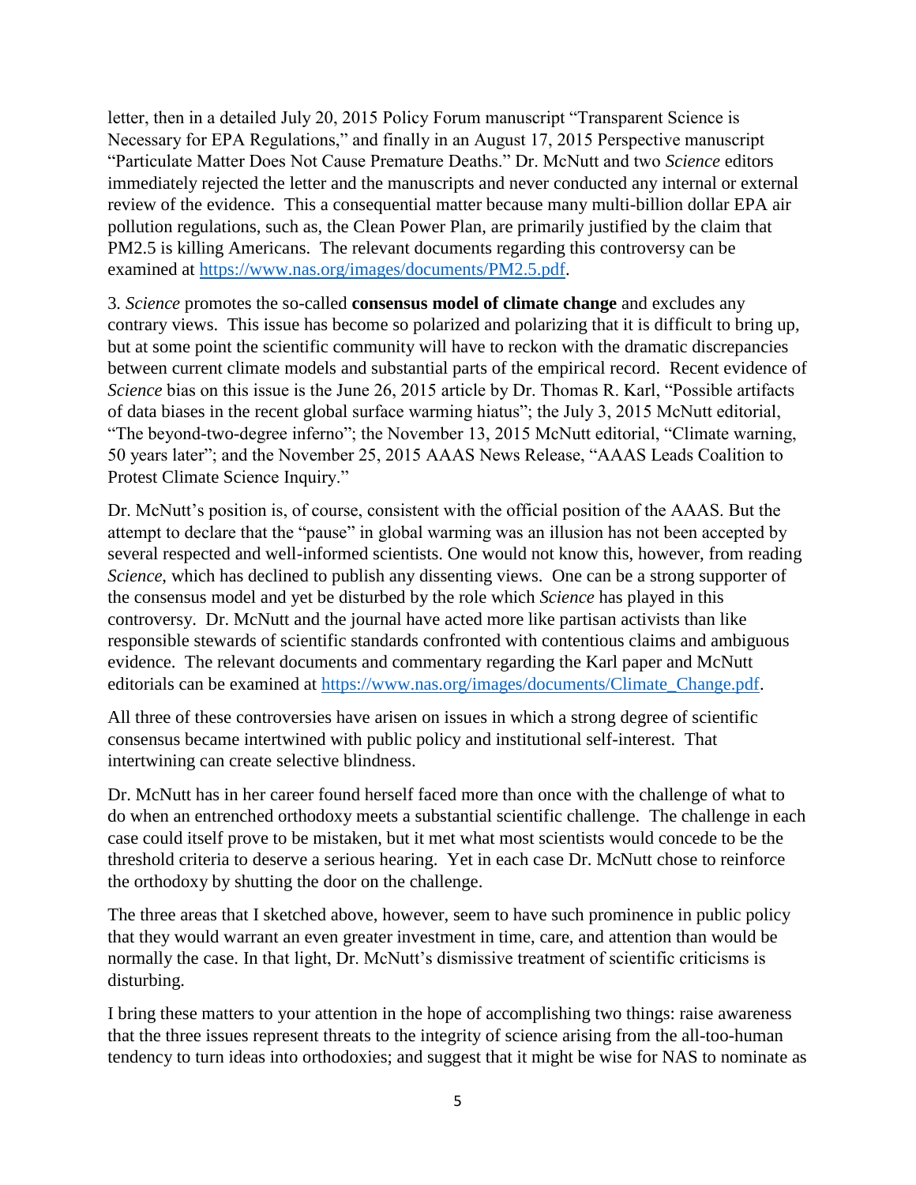letter, then in a detailed July 20, 2015 Policy Forum manuscript "Transparent Science is Necessary for EPA Regulations," and finally in an August 17, 2015 Perspective manuscript "Particulate Matter Does Not Cause Premature Deaths." Dr. McNutt and two *Science* editors immediately rejected the letter and the manuscripts and never conducted any internal or external review of the evidence. This a consequential matter because many multi-billion dollar EPA air pollution regulations, such as, the Clean Power Plan, are primarily justified by the claim that PM2.5 is killing Americans. The relevant documents regarding this controversy can be examined at [https://www.nas.org/images/documents/PM2.5.pdf](https://www.nas.org/images/documents/PM2.5.pdf).

3. *Science* promotes the so-called **consensus model of climate change** and excludes any contrary views. This issue has become so polarized and polarizing that it is difficult to bring up, but at some point the scientific community will have to reckon with the dramatic discrepancies between current climate models and substantial parts of the empirical record. Recent evidence of *Science* bias on this issue is the June 26, 2015 article by Dr. Thomas R. Karl, "Possible artifacts of data biases in the recent global surface warming hiatus"; the July 3, 2015 McNutt editorial, "The beyond-two-degree inferno"; the November 13, 2015 McNutt editorial, "Climate warning, 50 years later"; and the November 25, 2015 AAAS News Release, "AAAS Leads Coalition to Protest Climate Science Inquiry."

Dr. McNutt's position is, of course, consistent with the official position of the AAAS. But the attempt to declare that the "pause" in global warming was an illusion has not been accepted by several respected and well-informed scientists. One would not know this, however, from reading *Science*, which has declined to publish any dissenting views. One can be a strong supporter of the consensus model and yet be disturbed by the role which *Science* has played in this controversy. Dr. McNutt and the journal have acted more like partisan activists than like responsible stewards of scientific standards confronted with contentious claims and ambiguous evidence. The relevant documents and commentary regarding the Karl paper and McNutt editorials can be examined at [https://www.nas.org/images/documents/Climate_Change.pdf](https://www.nas.org/images/documents/Climate_Change.pdf).

All three of these controversies have arisen on issues in which a strong degree of scientific consensus became intertwined with public policy and institutional self-interest. That intertwining can create selective blindness.

Dr. McNutt has in her career found herself faced more than once with the challenge of what to do when an entrenched orthodoxy meets a substantial scientific challenge. The challenge in each case could itself prove to be mistaken, but it met what most scientists would concede to be the threshold criteria to deserve a serious hearing. Yet in each case Dr. McNutt chose to reinforce the orthodoxy by shutting the door on the challenge.

The three areas that I sketched above, however, seem to have such prominence in public policy that they would warrant an even greater investment in time, care, and attention than would be normally the case. In that light, Dr. McNutt's dismissive treatment of scientific criticisms is disturbing.

I bring these matters to your attention in the hope of accomplishing two things: raise awareness that the three issues represent threats to the integrity of science arising from the all-too-human tendency to turn ideas into orthodoxies; and suggest that it might be wise for NAS to nominate as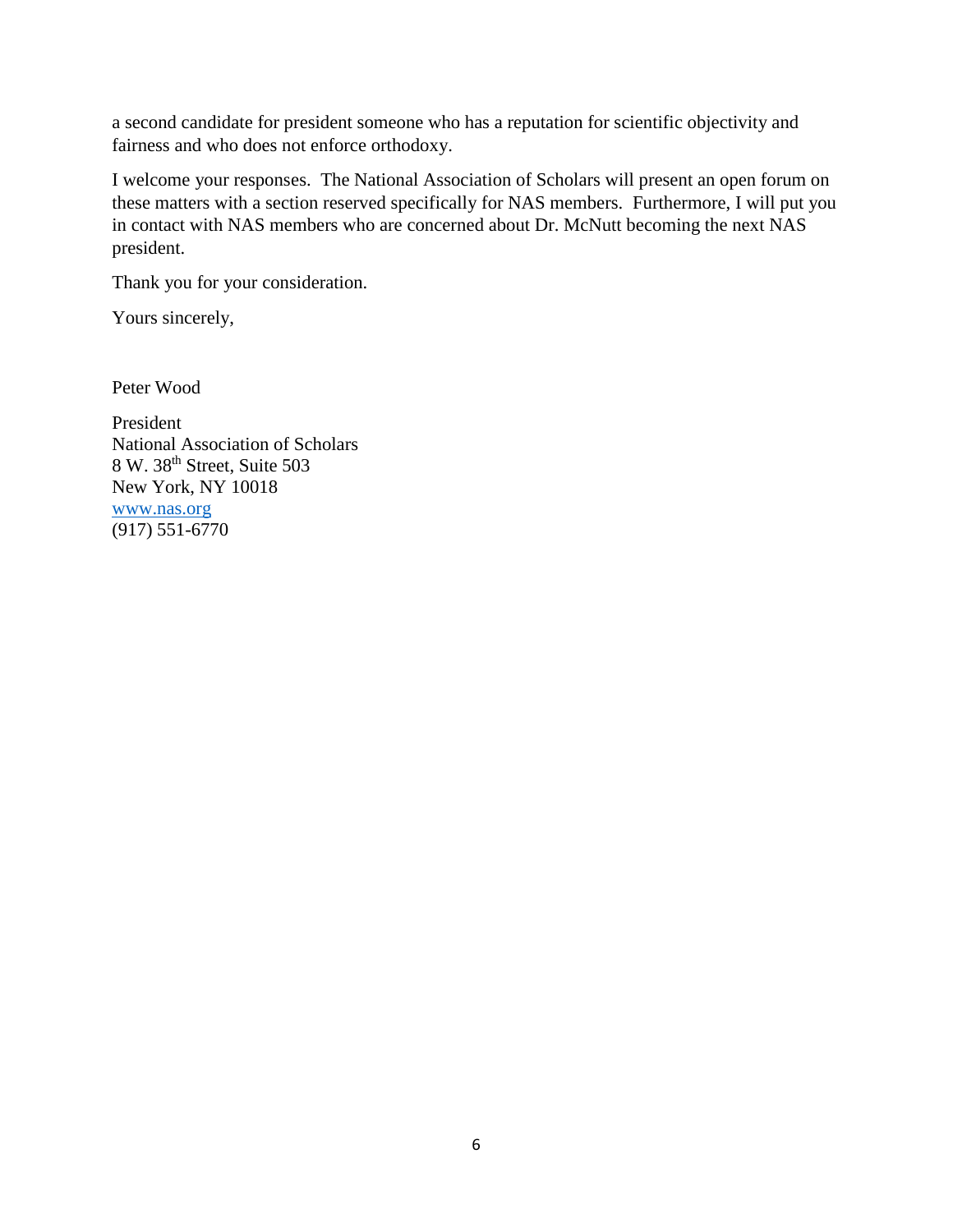a second candidate for president someone who has a reputation for scientific objectivity and fairness and who does not enforce orthodoxy.

I welcome your responses. The National Association of Scholars will present an open forum on these matters with a section reserved specifically for NAS members. Furthermore, I will put you in contact with NAS members who are concerned about Dr. McNutt becoming the next NAS president.

Thank you for your consideration.

Yours sincerely,

Peter Wood

President
National Association of Scholars
8 W. 38th Street, Suite 503
New York, NY 10018
www.nas.org
(917) 551-6770